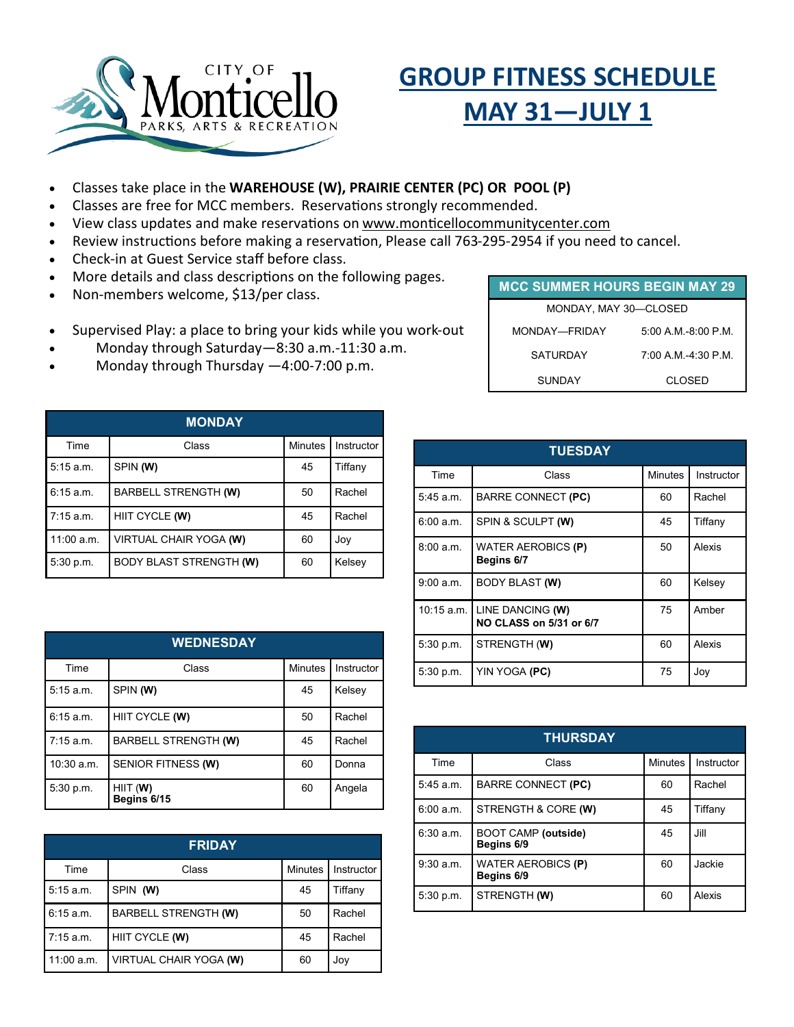CITY OF Monticello PARKS, ARTS & RECREATION

# GROUP FITNESS SCHEDULE MAY 31—JULY 1

- Classes take place in the **WAREHOUSE (W), PRAIRIE CENTER (PC) OR POOL (P)**
- Classes are free for MCC members. Reservations strongly recommended.
- View class updates and make reservations on www.monticellocommunitycenter.com
- Review instructions before making a reservation, Please call 763-295-2954 if you need to cancel.
- Check-in at Guest Service staff before class.
- More details and class descriptions on the following pages.
- Non-members welcome, $13/per class.

- Supervised Play: a place to bring your kids while you work-out
- Monday through Saturday—8:30 a.m.-11:30 a.m.
- Monday through Thursday —4:00-7:00 p.m.

| MCC SUMMER HOURS BEGIN MAY 29 | |
|---|---|
| MONDAY, MAY 30—CLOSED | |
| MONDAY—FRIDAY | 5:00 A.M.-8:00 P.M. |
| SATURDAY | 7:00 A.M.-4:30 P.M. |
| SUNDAY | CLOSED |

**MONDAY**

| Time | Class | Minutes | Instructor |
|---|---|---|---|
| 5:15 a.m. | SPIN **(W)** | 45 | Tiffany |
| 6:15 a.m. | BARBELL STRENGTH **(W)** | 50 | Rachel |
| 7:15 a.m. | HIIT CYCLE **(W)** | 45 | Rachel |
| 11:00 a.m. | VIRTUAL CHAIR YOGA **(W)** | 60 | Joy |
| 5:30 p.m. | BODY BLAST STRENGTH **(W)** | 60 | Kelsey |

**TUESDAY**

| Time | Class | Minutes | Instructor |
|---|---|---|---|
| 5:45 a.m. | BARRE CONNECT **(PC)** | 60 | Rachel |
| 6:00 a.m. | SPIN & SCULPT **(W)** | 45 | Tiffany |
| 8:00 a.m. | WATER AEROBICS **(P)** **Begins 6/7** | 50 | Alexis |
| 9:00 a.m. | BODY BLAST **(W)** | 60 | Kelsey |
| 10:15 a.m. | LINE DANCING **(W)** **NO CLASS on 5/31 or 6/7** | 75 | Amber |
| 5:30 p.m. | STRENGTH **(W)** | 60 | Alexis |
| 5:30 p.m. | YIN YOGA **(PC)** | 75 | Joy |

**WEDNESDAY**

| Time | Class | Minutes | Instructor |
|---|---|---|---|
| 5:15 a.m. | SPIN **(W)** | 45 | Kelsey |
| 6:15 a.m. | HIIT CYCLE **(W)** | 50 | Rachel |
| 7:15 a.m. | BARBELL STRENGTH **(W)** | 45 | Rachel |
| 10:30 a.m. | SENIOR FITNESS **(W)** | 60 | Donna |
| 5:30 p.m. | HIIT **(W)** **Begins 6/15** | 60 | Angela |

**THURSDAY**

| Time | Class | Minutes | Instructor |
|---|---|---|---|
| 5:45 a.m. | BARRE CONNECT **(PC)** | 60 | Rachel |
| 6:00 a.m. | STRENGTH & CORE **(W)** | 45 | Tiffany |
| 6:30 a.m. | BOOT CAMP **(outside)** **Begins 6/9** | 45 | Jill |
| 9:30 a.m. | WATER AEROBICS **(P)** **Begins 6/9** | 60 | Jackie |
| 5:30 p.m. | STRENGTH **(W)** | 60 | Alexis |

**FRIDAY**

| Time | Class | Minutes | Instructor |
|---|---|---|---|
| 5:15 a.m. | SPIN **(W)** | 45 | Tiffany |
| 6:15 a.m. | BARBELL STRENGTH **(W)** | 50 | Rachel |
| 7:15 a.m. | HIIT CYCLE **(W)** | 45 | Rachel |
| 11:00 a.m. | VIRTUAL CHAIR YOGA **(W)** | 60 | Joy |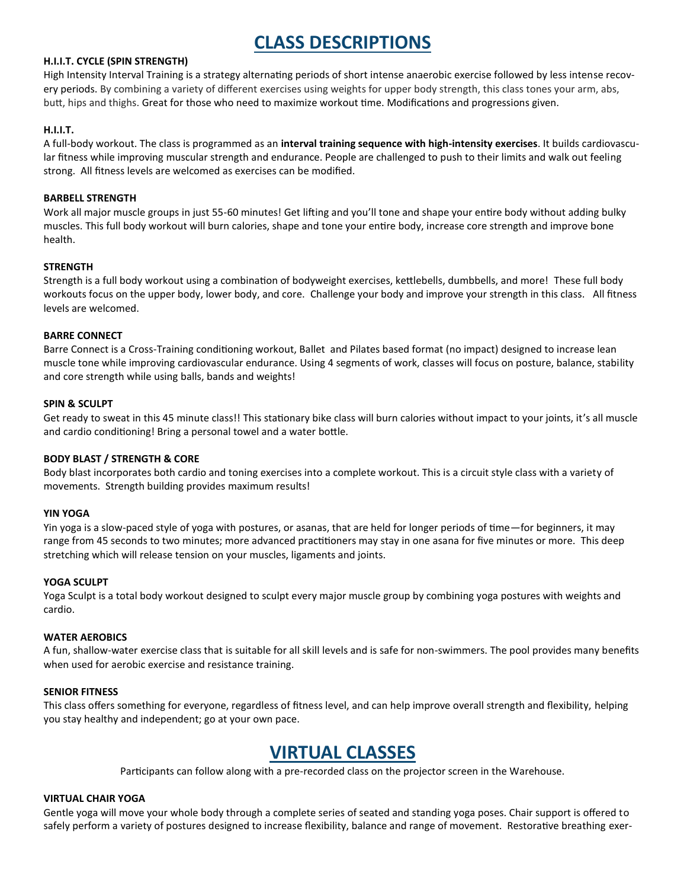# CLASS DESCRIPTIONS

### H.I.I.T. CYCLE (SPIN STRENGTH)

High Intensity Interval Training is a strategy alternating periods of short intense anaerobic exercise followed by less intense recovery periods. By combining a variety of different exercises using weights for upper body strength, this class tones your arm, abs, butt, hips and thighs. Great for those who need to maximize workout time. Modifications and progressions given.

### H.I.I.T.

A full-body workout. The class is programmed as an **interval training sequence with high-intensity exercises**. It builds cardiovascular fitness while improving muscular strength and endurance. People are challenged to push to their limits and walk out feeling strong. All fitness levels are welcomed as exercises can be modified.

### BARBELL STRENGTH

Work all major muscle groups in just 55-60 minutes! Get lifting and you'll tone and shape your entire body without adding bulky muscles. This full body workout will burn calories, shape and tone your entire body, increase core strength and improve bone health.

### STRENGTH

Strength is a full body workout using a combination of bodyweight exercises, kettlebells, dumbbells, and more! These full body workouts focus on the upper body, lower body, and core. Challenge your body and improve your strength in this class. All fitness levels are welcomed.

### BARRE CONNECT

Barre Connect is a Cross-Training conditioning workout, Ballet and Pilates based format (no impact) designed to increase lean muscle tone while improving cardiovascular endurance. Using 4 segments of work, classes will focus on posture, balance, stability and core strength while using balls, bands and weights!

### SPIN & SCULPT

Get ready to sweat in this 45 minute class!! This stationary bike class will burn calories without impact to your joints, it's all muscle and cardio conditioning! Bring a personal towel and a water bottle.

### BODY BLAST / STRENGTH & CORE

Body blast incorporates both cardio and toning exercises into a complete workout. This is a circuit style class with a variety of movements. Strength building provides maximum results!

### YIN YOGA

Yin yoga is a slow-paced style of yoga with postures, or asanas, that are held for longer periods of time—for beginners, it may range from 45 seconds to two minutes; more advanced practitioners may stay in one asana for five minutes or more. This deep stretching which will release tension on your muscles, ligaments and joints.

### YOGA SCULPT

Yoga Sculpt is a total body workout designed to sculpt every major muscle group by combining yoga postures with weights and cardio.

### WATER AEROBICS

A fun, shallow-water exercise class that is suitable for all skill levels and is safe for non-swimmers. The pool provides many benefits when used for aerobic exercise and resistance training.

### SENIOR FITNESS

This class offers something for everyone, regardless of fitness level, and can help improve overall strength and flexibility, helping you stay healthy and independent; go at your own pace.

# VIRTUAL CLASSES

Participants can follow along with a pre-recorded class on the projector screen in the Warehouse.

### VIRTUAL CHAIR YOGA

Gentle yoga will move your whole body through a complete series of seated and standing yoga poses. Chair support is offered to safely perform a variety of postures designed to increase flexibility, balance and range of movement. Restorative breathing exer-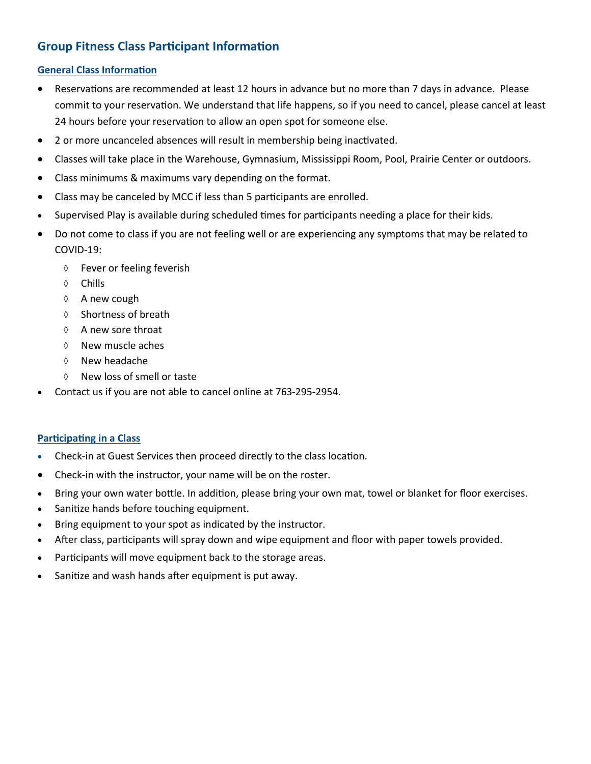## Group Fitness Class Participant Information

### General Class Information

- Reservations are recommended at least 12 hours in advance but no more than 7 days in advance. Please commit to your reservation. We understand that life happens, so if you need to cancel, please cancel at least 24 hours before your reservation to allow an open spot for someone else.
- 2 or more uncanceled absences will result in membership being inactivated.
- Classes will take place in the Warehouse, Gymnasium, Mississippi Room, Pool, Prairie Center or outdoors.
- Class minimums & maximums vary depending on the format.
- Class may be canceled by MCC if less than 5 participants are enrolled.
- Supervised Play is available during scheduled times for participants needing a place for their kids.
- Do not come to class if you are not feeling well or are experiencing any symptoms that may be related to COVID-19:
    - Fever or feeling feverish
    - Chills
    - A new cough
    - Shortness of breath
    - A new sore throat
    - New muscle aches
    - New headache
    - New loss of smell or taste
- Contact us if you are not able to cancel online at 763-295-2954.

### Participating in a Class

- Check-in at Guest Services then proceed directly to the class location.
- Check-in with the instructor, your name will be on the roster.
- Bring your own water bottle. In addition, please bring your own mat, towel or blanket for floor exercises.
- Sanitize hands before touching equipment.
- Bring equipment to your spot as indicated by the instructor.
- After class, participants will spray down and wipe equipment and floor with paper towels provided.
- Participants will move equipment back to the storage areas.
- Sanitize and wash hands after equipment is put away.